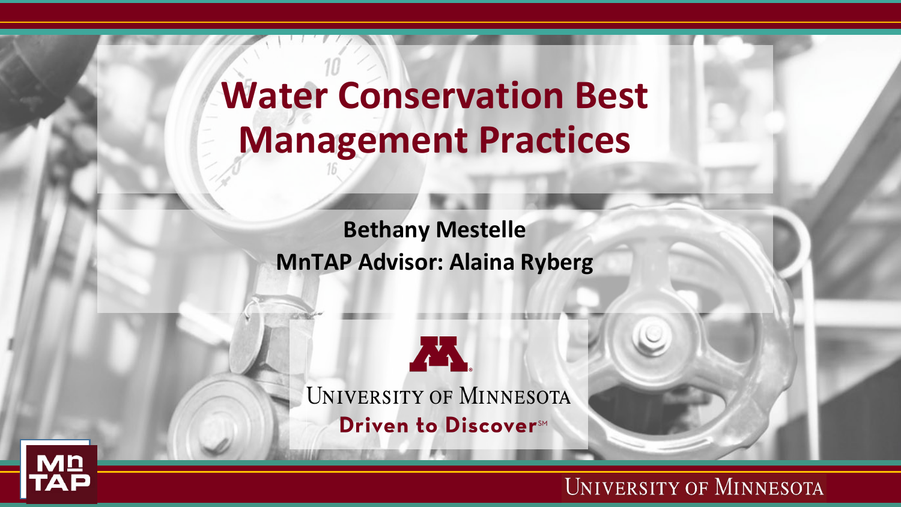# Water Conservation Best Management Practices

**Bethany Mestelle**
**MnTAP Advisor: Alaina Ryberg**

University of Minnesota
Driven to Discover℠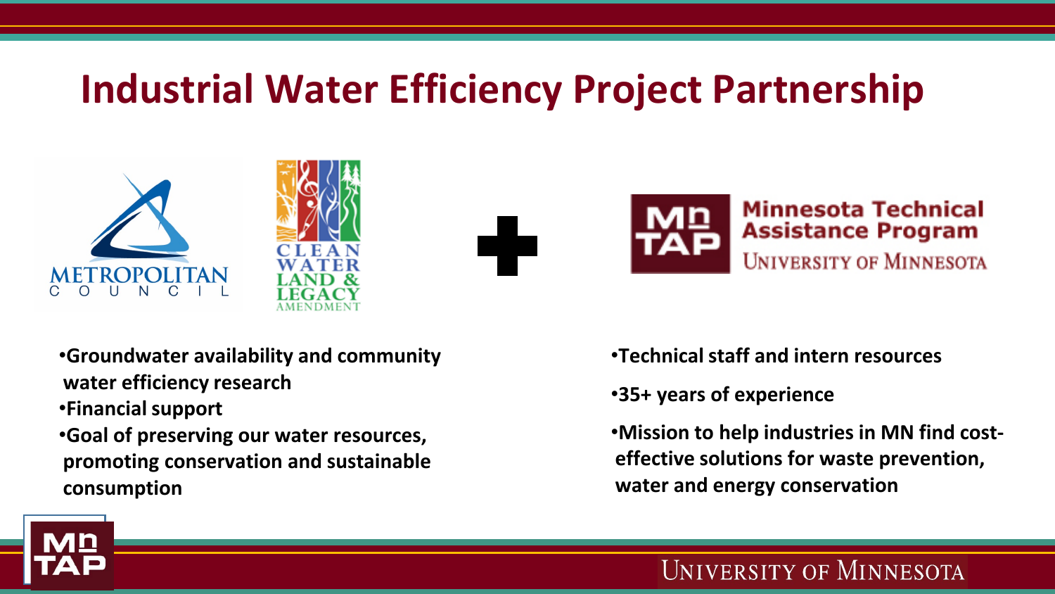# Industrial Water Efficiency Project Partnership

Metropolitan Council

Clean Water Land & Legacy Amendment

+

MnTAP Minnesota Technical Assistance Program University of Minnesota

- Groundwater availability and community water efficiency research
- Financial support
- Goal of preserving our water resources, promoting conservation and sustainable consumption

- Technical staff and intern resources
- 35+ years of experience
- Mission to help industries in MN find cost-effective solutions for waste prevention, water and energy conservation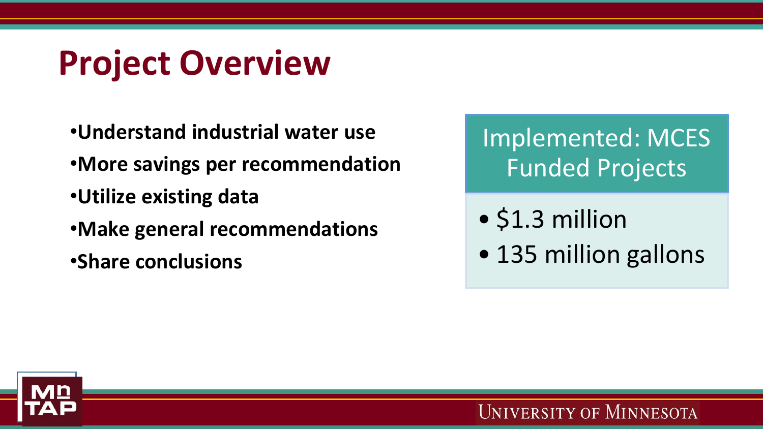# Project Overview

- **Understand industrial water use**
- **More savings per recommendation**
- **Utilize existing data**
- **Make general recommendations**
- **Share conclusions**

## Implemented: MCES Funded Projects

- $1.3 million
- 135 million gallons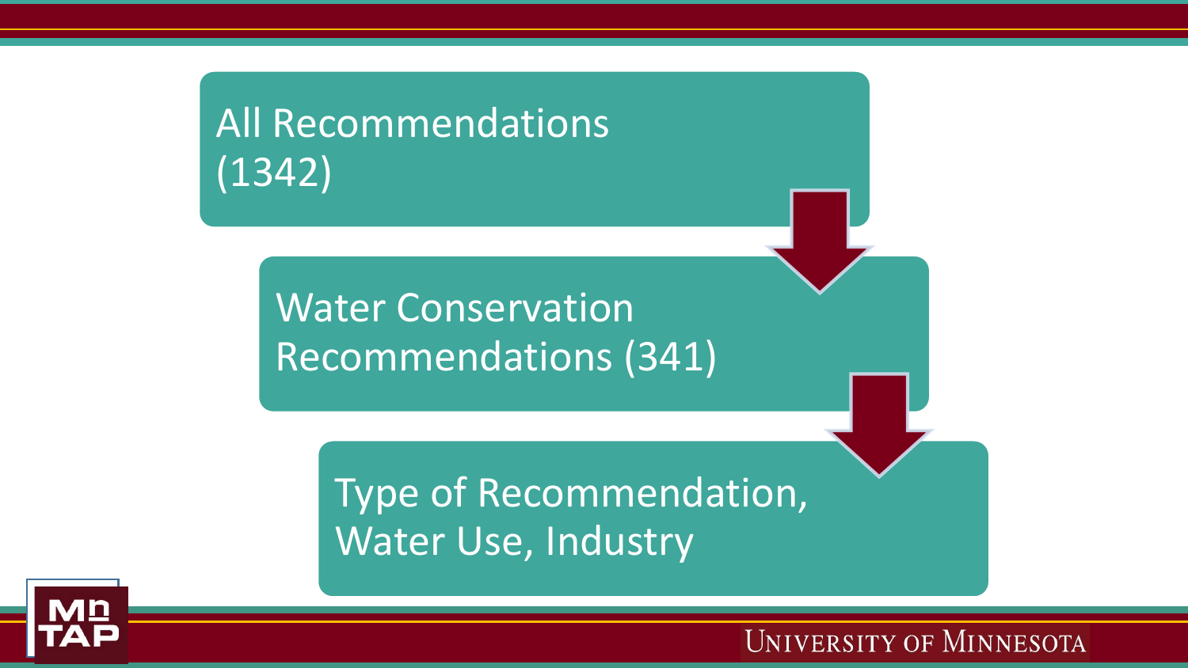All Recommendations (1342)

Water Conservation Recommendations (341)

Type of Recommendation, Water Use, Industry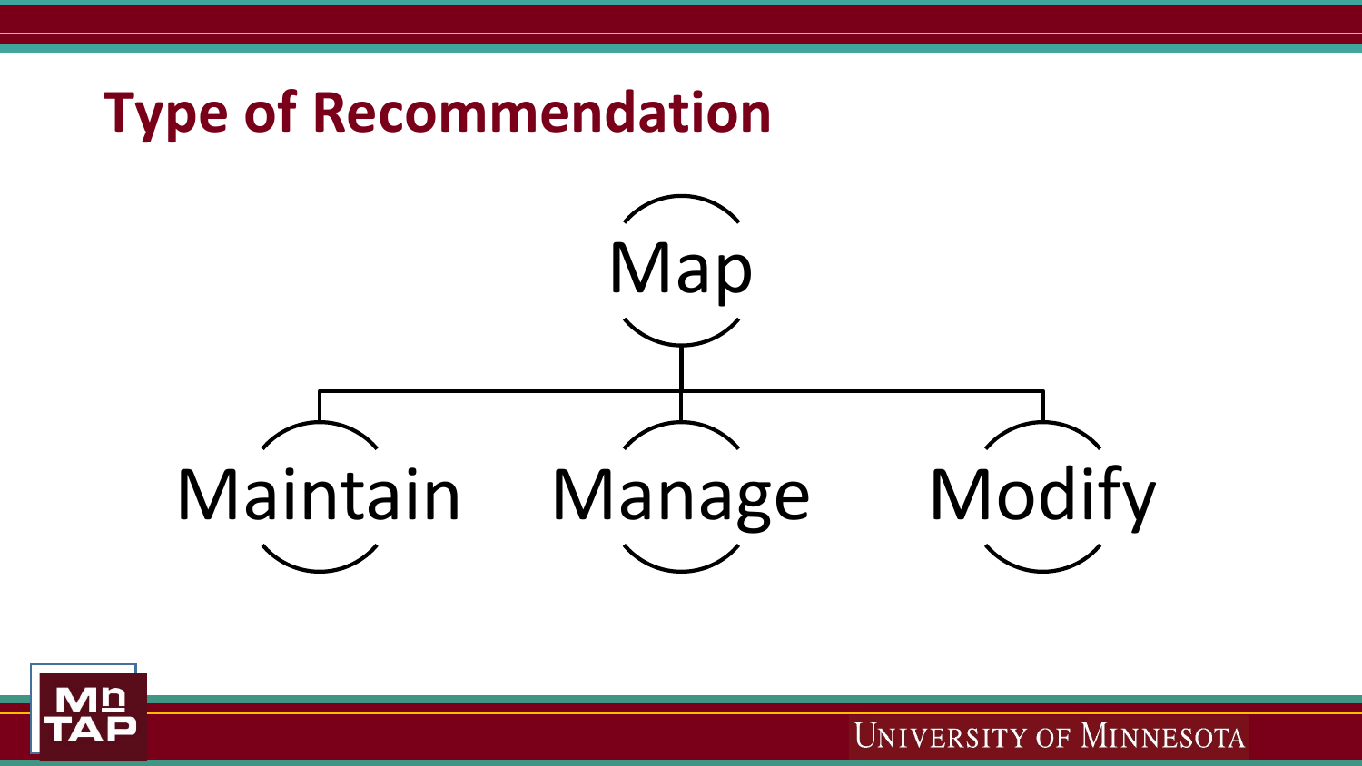# Type of Recommendation

- Map
  - Maintain
  - Manage
  - Modify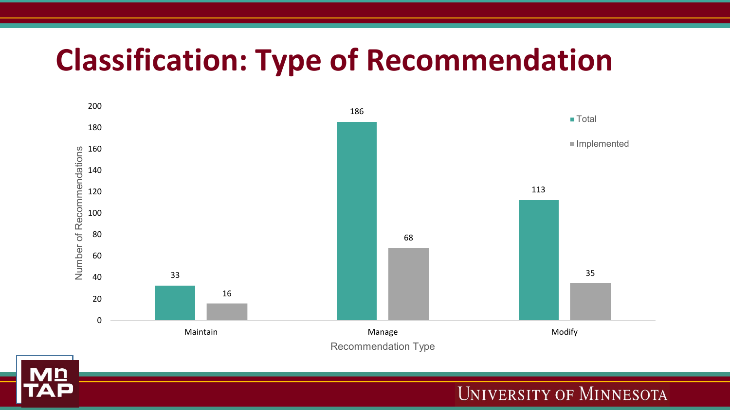# Classification: Type of Recommendation

| Recommendation Type | Total | Implemented |
|---|---|---|
| Maintain | 33 | 16 |
| Manage | 186 | 68 |
| Modify | 113 | 35 |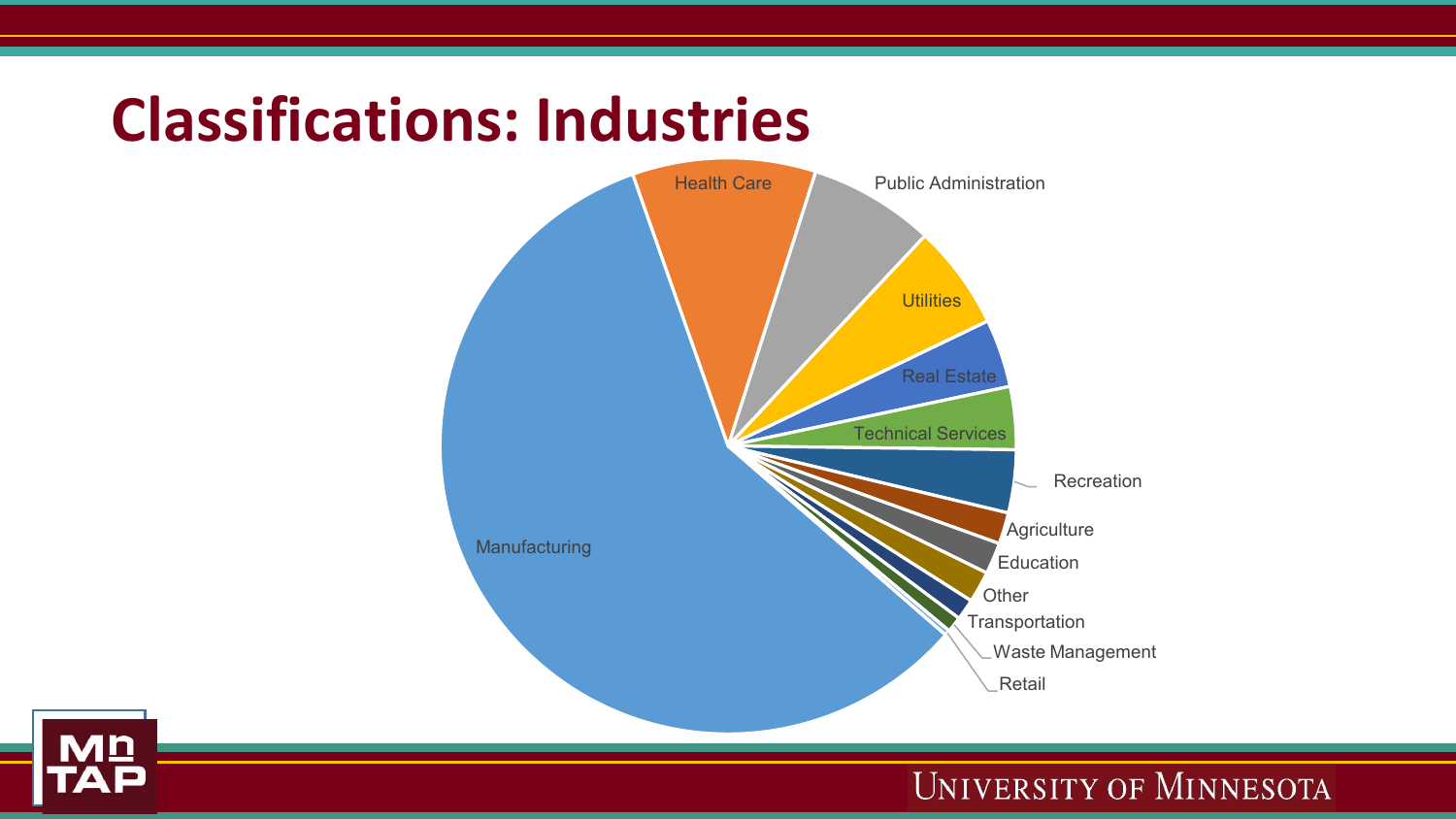# Classifications: Industries

Manufacturing

Health Care

Public Administration

Utilities

Real Estate

Technical Services

Recreation

Agriculture

Education

Other

Transportation

Waste Management

Retail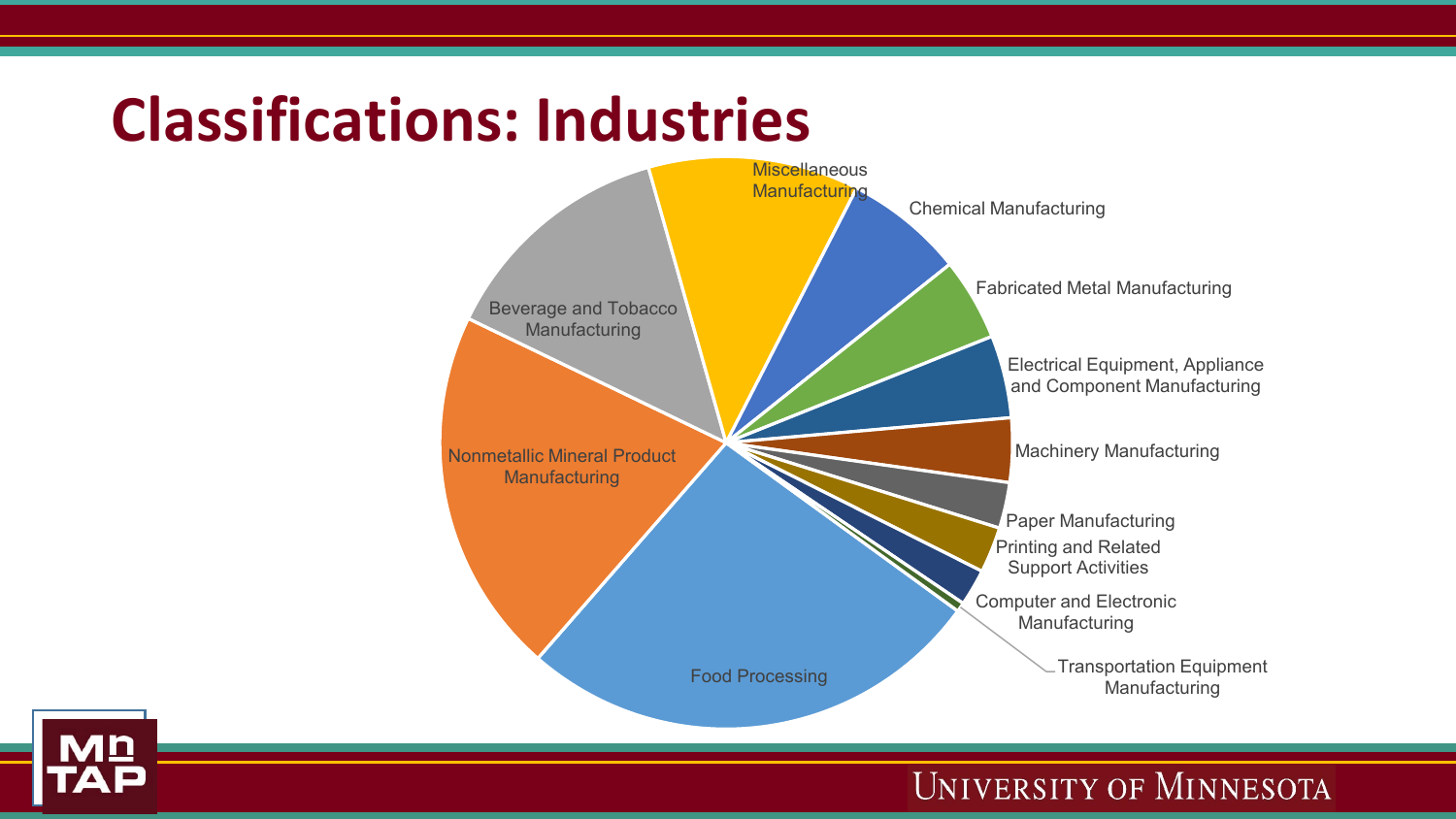# Classifications: Industries

- Miscellaneous Manufacturing
- Chemical Manufacturing
- Fabricated Metal Manufacturing
- Electrical Equipment, Appliance and Component Manufacturing
- Machinery Manufacturing
- Paper Manufacturing
- Printing and Related Support Activities
- Computer and Electronic Manufacturing
- Transportation Equipment Manufacturing
- Food Processing
- Nonmetallic Mineral Product Manufacturing
- Beverage and Tobacco Manufacturing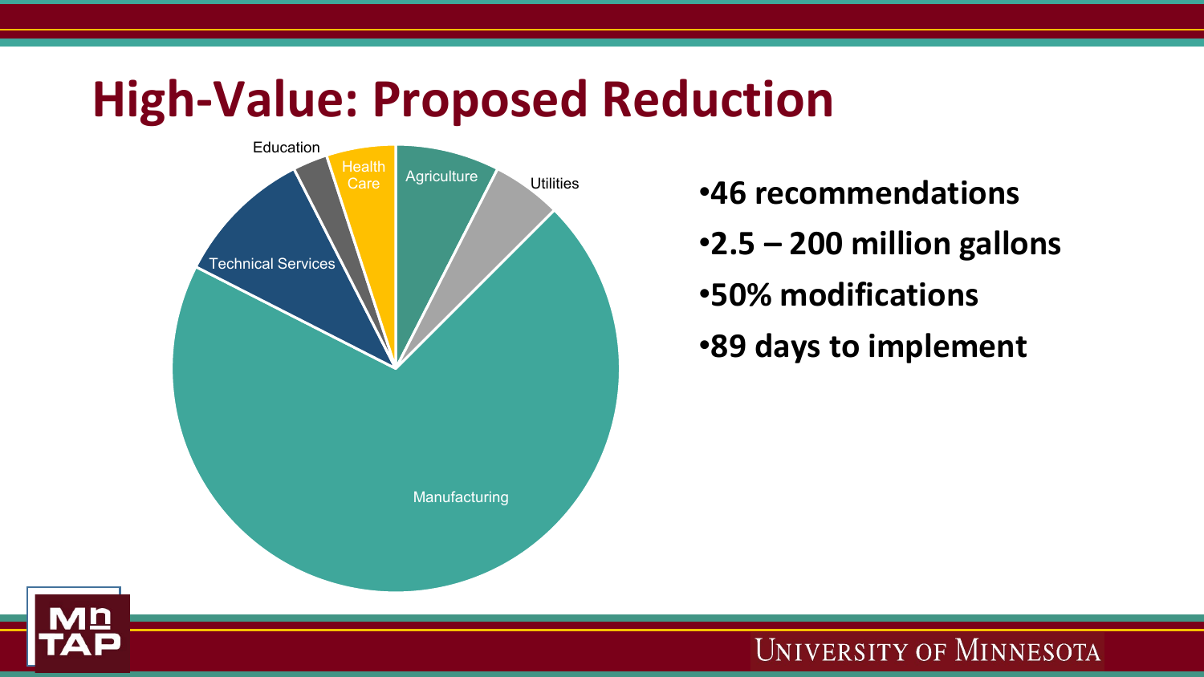# High-Value: Proposed Reduction

Education

Health Care

Agriculture

Utilities

Technical Services

Manufacturing

- 46 recommendations
- 2.5 – 200 million gallons
- 50% modifications
- 89 days to implement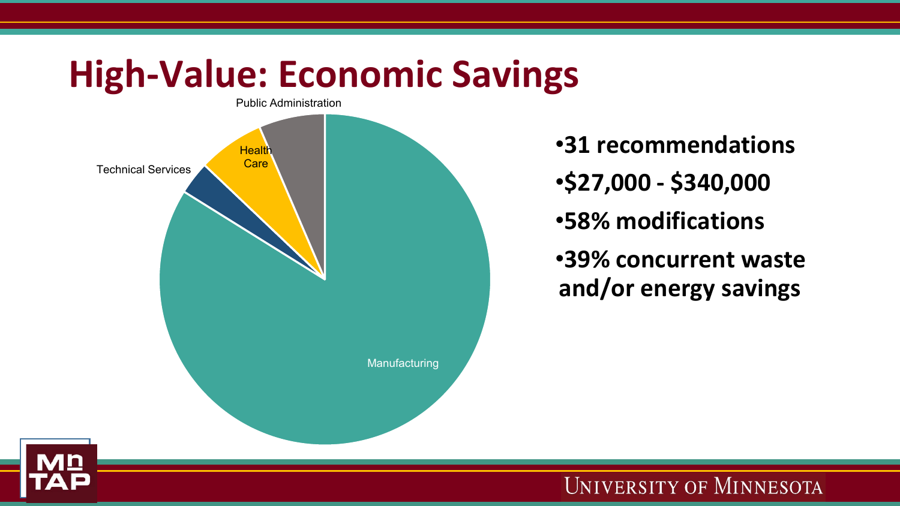# High-Value: Economic Savings

Public Administration

Health Care

Technical Services

Manufacturing

- **31 recommendations**
- **$27,000 - $340,000**
- **58% modifications**
- **39% concurrent waste and/or energy savings**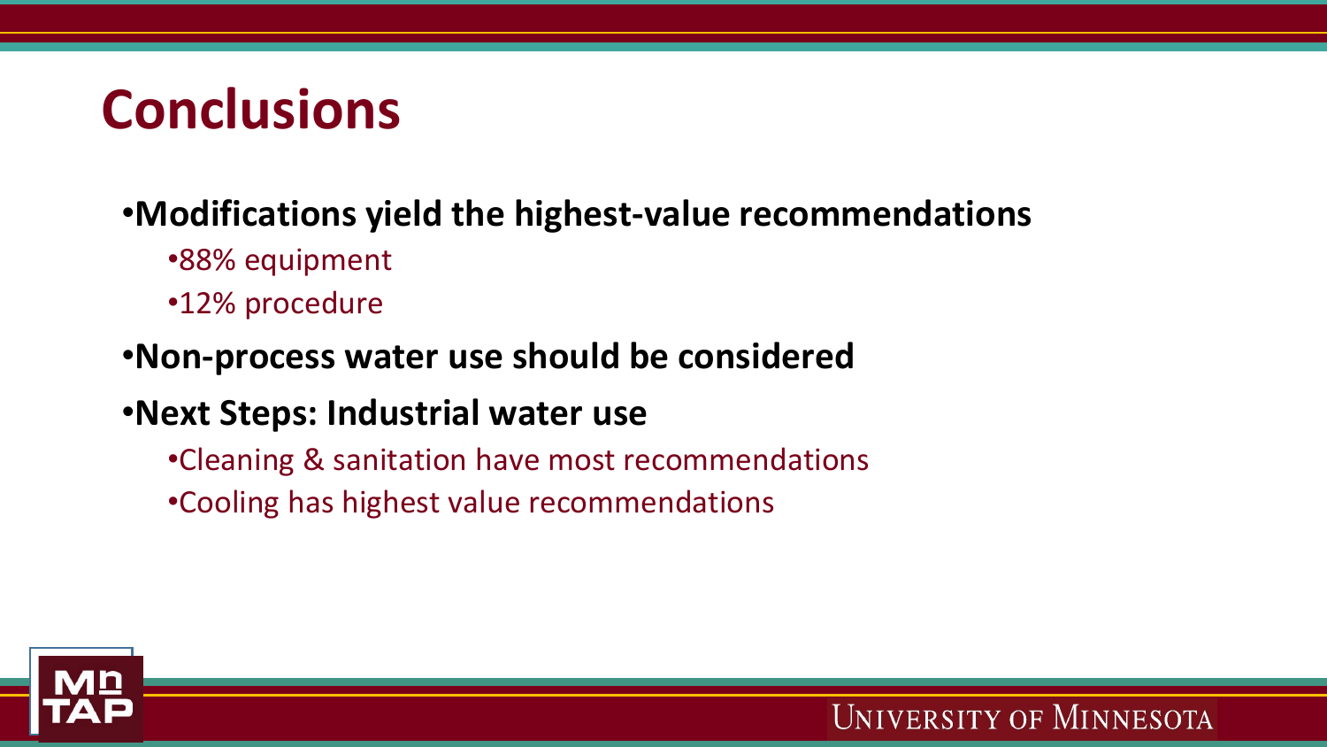# Conclusions

- **Modifications yield the highest-value recommendations**
  - 88% equipment
  - 12% procedure
- **Non-process water use should be considered**
- **Next Steps: Industrial water use**
  - Cleaning & sanitation have most recommendations
  - Cooling has highest value recommendations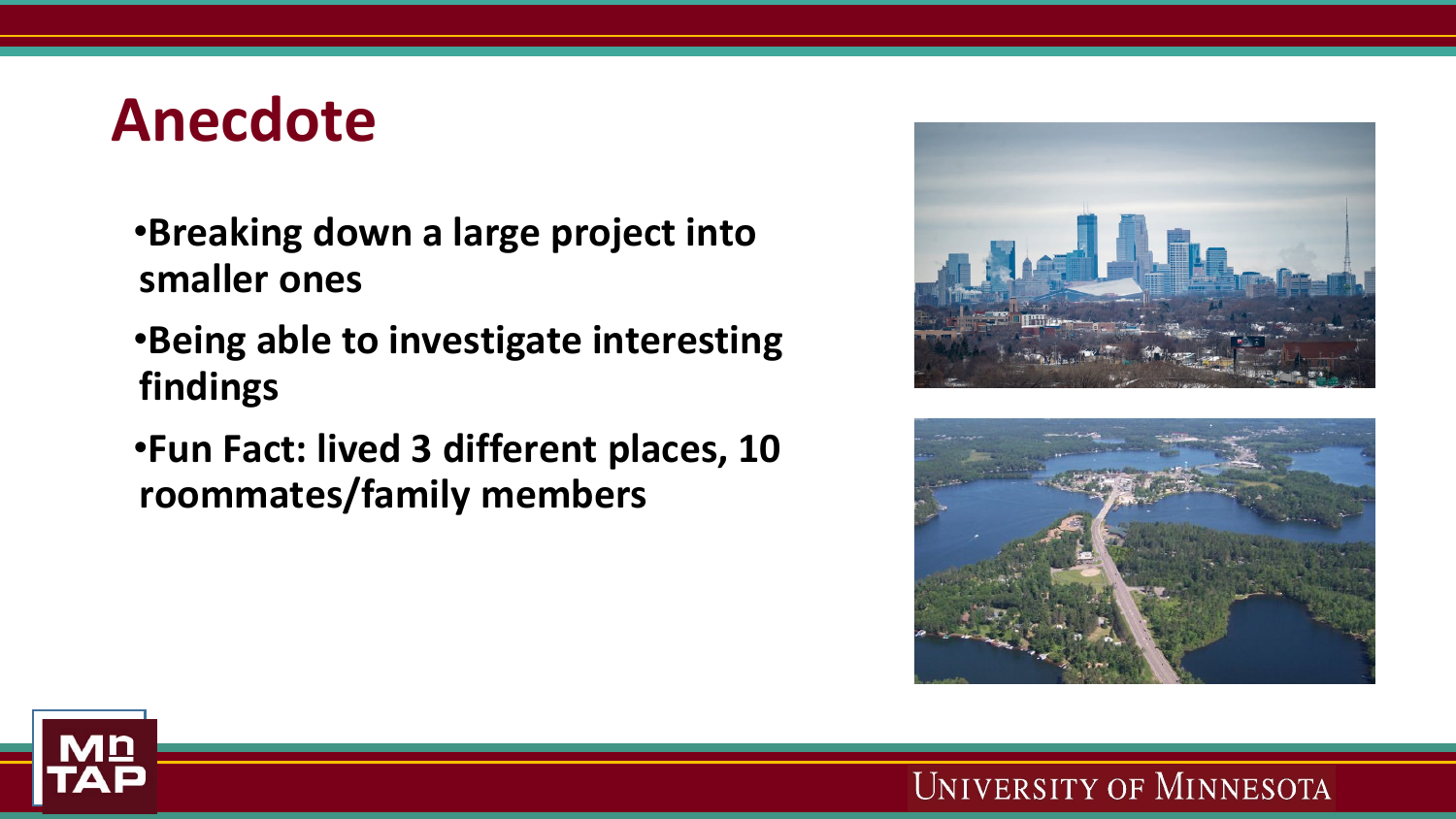# Anecdote

- Breaking down a large project into smaller ones
- Being able to investigate interesting findings
- Fun Fact: lived 3 different places, 10 roommates/family members